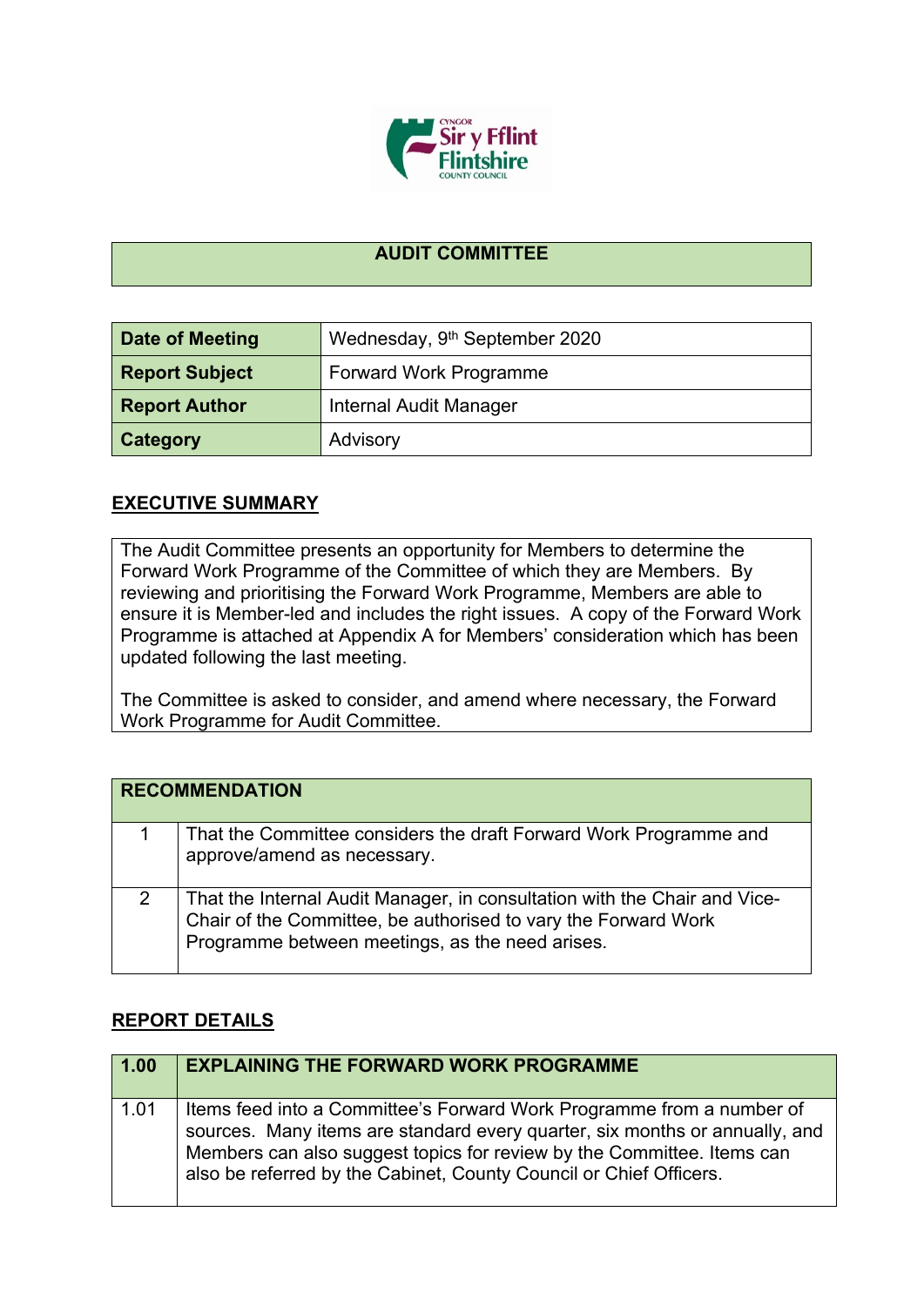# AUDIT COMMITTEE

| | |
|---|---|
| **Date of Meeting** | Wednesday, 9th September 2020 |
| **Report Subject** | Forward Work Programme |
| **Report Author** | Internal Audit Manager |
| **Category** | Advisory |

## EXECUTIVE SUMMARY

The Audit Committee presents an opportunity for Members to determine the Forward Work Programme of the Committee of which they are Members. By reviewing and prioritising the Forward Work Programme, Members are able to ensure it is Member-led and includes the right issues. A copy of the Forward Work Programme is attached at Appendix A for Members' consideration which has been updated following the last meeting.

The Committee is asked to consider, and amend where necessary, the Forward Work Programme for Audit Committee.

| **RECOMMENDATION** | |
|---|---|
| 1 | That the Committee considers the draft Forward Work Programme and approve/amend as necessary. |
| 2 | That the Internal Audit Manager, in consultation with the Chair and Vice-Chair of the Committee, be authorised to vary the Forward Work Programme between meetings, as the need arises. |

## REPORT DETAILS

| **1.00** | **EXPLAINING THE FORWARD WORK PROGRAMME** |
|---|---|
| 1.01 | Items feed into a Committee's Forward Work Programme from a number of sources. Many items are standard every quarter, six months or annually, and Members can also suggest topics for review by the Committee. Items can also be referred by the Cabinet, County Council or Chief Officers. |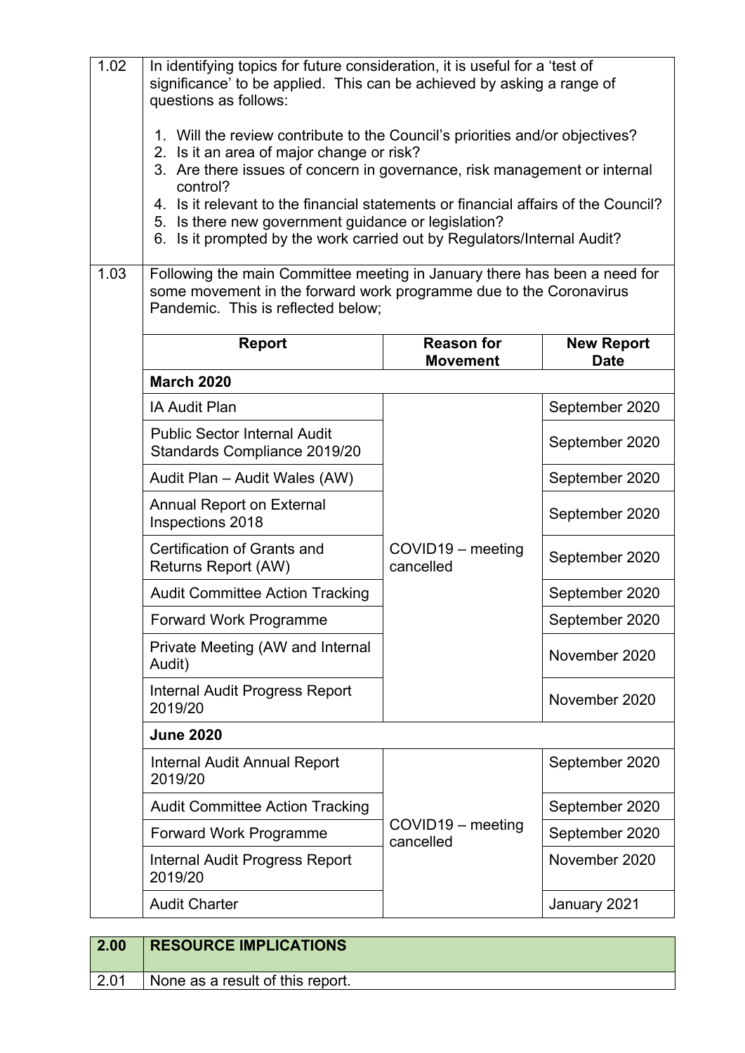| | |
|---|---|
| 1.02 | In identifying topics for future consideration, it is useful for a 'test of significance' to be applied. This can be achieved by asking a range of questions as follows:<br><br>1. Will the review contribute to the Council's priorities and/or objectives?<br>2. Is it an area of major change or risk?<br>3. Are there issues of concern in governance, risk management or internal control?<br>4. Is it relevant to the financial statements or financial affairs of the Council?<br>5. Is there new government guidance or legislation?<br>6. Is it prompted by the work carried out by Regulators/Internal Audit? |
| 1.03 | Following the main Committee meeting in January there has been a need for some movement in the forward work programme due to the Coronavirus Pandemic. This is reflected below; |

| Report | Reason for Movement | New Report Date |
|---|---|---|
| **March 2020** | | |
| IA Audit Plan | COVID19 – meeting cancelled | September 2020 |
| Public Sector Internal Audit Standards Compliance 2019/20 | | September 2020 |
| Audit Plan – Audit Wales (AW) | | September 2020 |
| Annual Report on External Inspections 2018 | | September 2020 |
| Certification of Grants and Returns Report (AW) | | September 2020 |
| Audit Committee Action Tracking | | September 2020 |
| Forward Work Programme | | September 2020 |
| Private Meeting (AW and Internal Audit) | | November 2020 |
| Internal Audit Progress Report 2019/20 | | November 2020 |
| **June 2020** | | |
| Internal Audit Annual Report 2019/20 | COVID19 – meeting cancelled | September 2020 |
| Audit Committee Action Tracking | | September 2020 |
| Forward Work Programme | | September 2020 |
| Internal Audit Progress Report 2019/20 | | November 2020 |
| Audit Charter | | January 2021 |

| | |
|---|---|
| **2.00** | **RESOURCE IMPLICATIONS** |
| 2.01 | None as a result of this report. |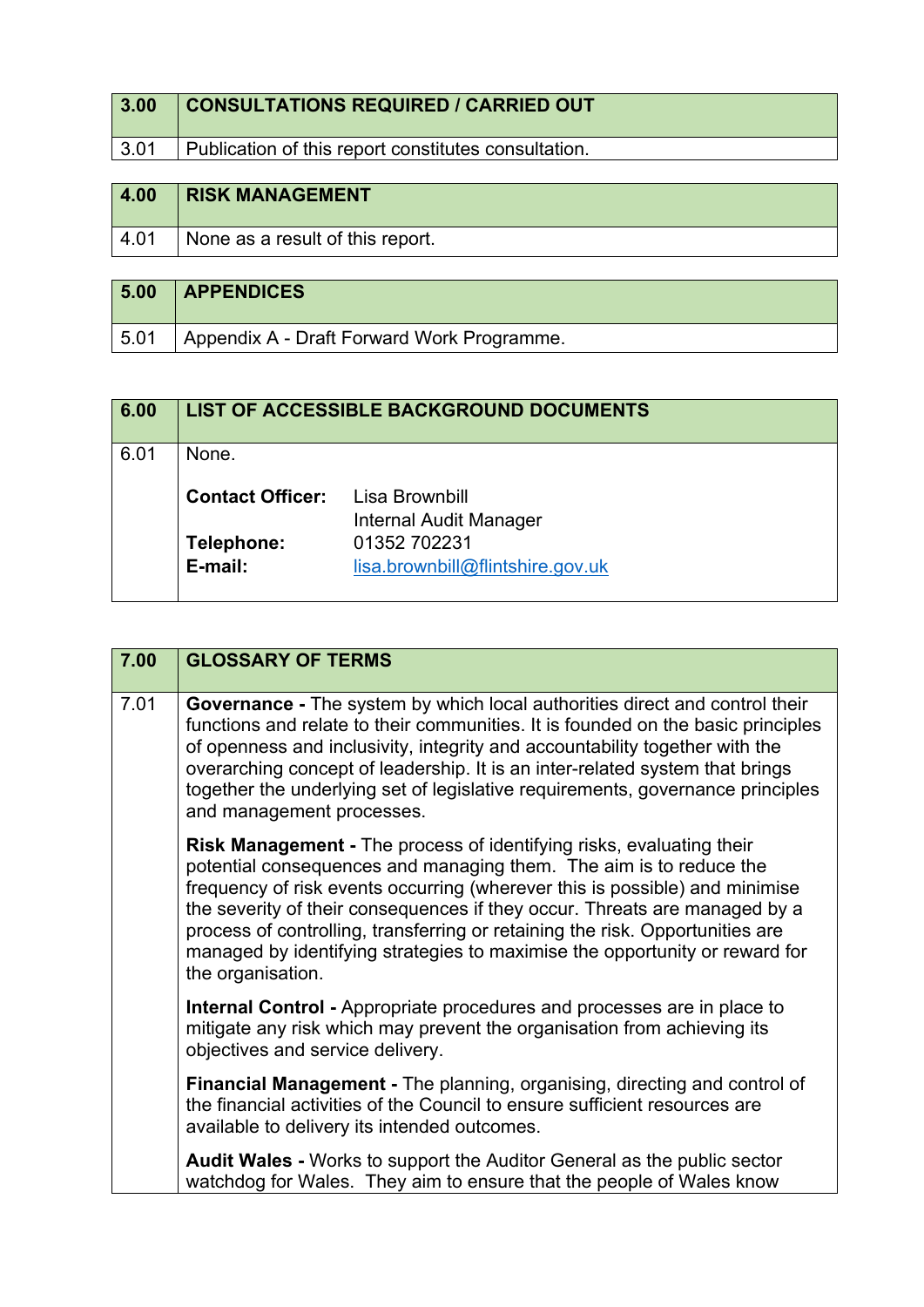| 3.00 | **CONSULTATIONS REQUIRED / CARRIED OUT** |
|---|---|
| 3.01 | Publication of this report constitutes consultation. |

| 4.00 | **RISK MANAGEMENT** |
|---|---|
| 4.01 | None as a result of this report. |

| 5.00 | **APPENDICES** |
|---|---|
| 5.01 | Appendix A - Draft Forward Work Programme. |

| 6.00 | **LIST OF ACCESSIBLE BACKGROUND DOCUMENTS** |
|---|---|
| 6.01 | None.<br><br>**Contact Officer:** Lisa Brownbill<br>Internal Audit Manager<br>**Telephone:** 01352 702231<br>**E-mail:** lisa.brownbill@flintshire.gov.uk |

| 7.00 | **GLOSSARY OF TERMS** |
|---|---|
| 7.01 | **Governance -** The system by which local authorities direct and control their functions and relate to their communities. It is founded on the basic principles of openness and inclusivity, integrity and accountability together with the overarching concept of leadership. It is an inter-related system that brings together the underlying set of legislative requirements, governance principles and management processes.<br><br>**Risk Management -** The process of identifying risks, evaluating their potential consequences and managing them. The aim is to reduce the frequency of risk events occurring (wherever this is possible) and minimise the severity of their consequences if they occur. Threats are managed by a process of controlling, transferring or retaining the risk. Opportunities are managed by identifying strategies to maximise the opportunity or reward for the organisation.<br><br>**Internal Control -** Appropriate procedures and processes are in place to mitigate any risk which may prevent the organisation from achieving its objectives and service delivery.<br><br>**Financial Management -** The planning, organising, directing and control of the financial activities of the Council to ensure sufficient resources are available to delivery its intended outcomes.<br><br>**Audit Wales -** Works to support the Auditor General as the public sector watchdog for Wales. They aim to ensure that the people of Wales know |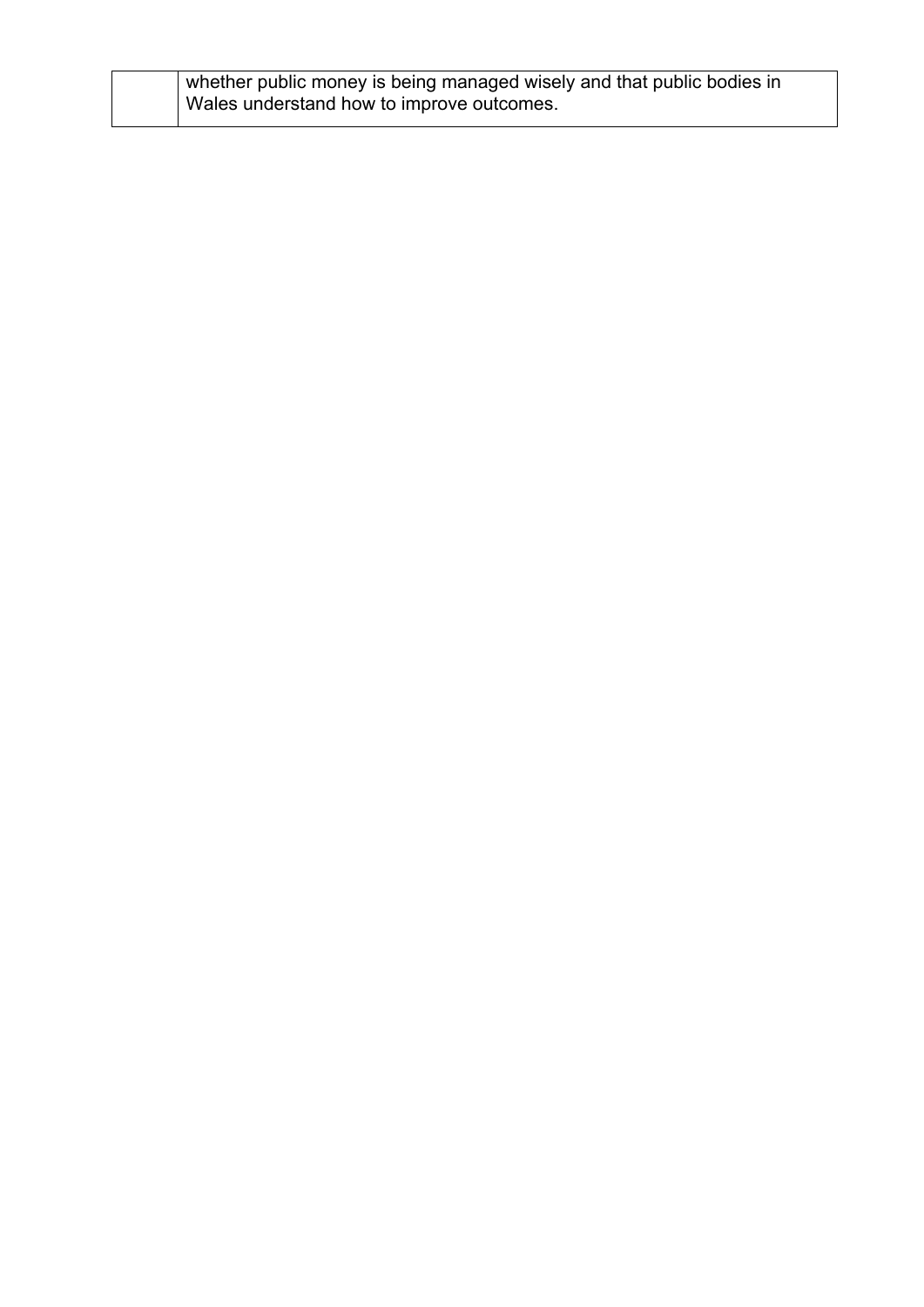| | |
|---|---|
| | whether public money is being managed wisely and that public bodies in Wales understand how to improve outcomes. |